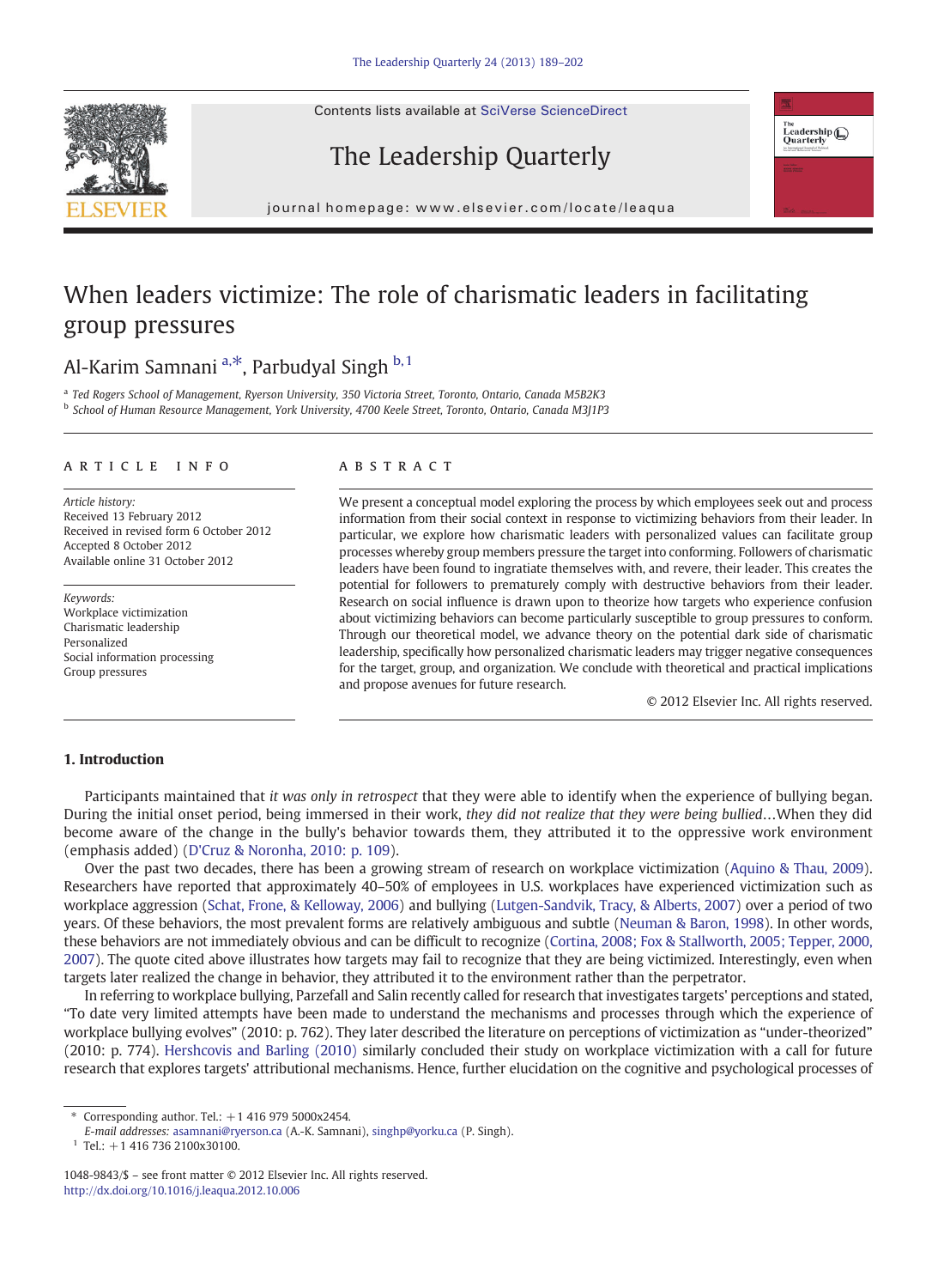# When leaders victimize: The role of charismatic leaders in facilitating group pressures

Al-Karim Samnani [a,*], Parbudyal Singh [b,1]

[a] Ted Rogers School of Management, Ryerson University, 350 Victoria Street, Toronto, Ontario, Canada M5B2K3
[b] School of Human Resource Management, York University, 4700 Keele Street, Toronto, Ontario, Canada M3J1P3

## ARTICLE INFO

*Article history:*
Received 13 February 2012
Received in revised form 6 October 2012
Accepted 8 October 2012
Available online 31 October 2012

*Keywords:*
Workplace victimization
Charismatic leadership
Personalized
Social information processing
Group pressures

## ABSTRACT

We present a conceptual model exploring the process by which employees seek out and process information from their social context in response to victimizing behaviors from their leader. In particular, we explore how charismatic leaders with personalized values can facilitate group processes whereby group members pressure the target into conforming. Followers of charismatic leaders have been found to ingratiate themselves with, and revere, their leader. This creates the potential for followers to prematurely comply with destructive behaviors from their leader. Research on social influence is drawn upon to theorize how targets who experience confusion about victimizing behaviors can become particularly susceptible to group pressures to conform. Through our theoretical model, we advance theory on the potential dark side of charismatic leadership, specifically how personalized charismatic leaders may trigger negative consequences for the target, group, and organization. We conclude with theoretical and practical implications and propose avenues for future research.

© 2012 Elsevier Inc. All rights reserved.

## 1. Introduction

Participants maintained that *it was only in retrospect* that they were able to identify when the experience of bullying began. During the initial onset period, being immersed in their work, *they did not realize that they were being bullied*…When they did become aware of the change in the bully's behavior towards them, they attributed it to the oppressive work environment (emphasis added) (D'Cruz & Noronha, 2010: p. 109).

Over the past two decades, there has been a growing stream of research on workplace victimization (Aquino & Thau, 2009). Researchers have reported that approximately 40–50% of employees in U.S. workplaces have experienced victimization such as workplace aggression (Schat, Frone, & Kelloway, 2006) and bullying (Lutgen-Sandvik, Tracy, & Alberts, 2007) over a period of two years. Of these behaviors, the most prevalent forms are relatively ambiguous and subtle (Neuman & Baron, 1998). In other words, these behaviors are not immediately obvious and can be difficult to recognize (Cortina, 2008; Fox & Stallworth, 2005; Tepper, 2000, 2007). The quote cited above illustrates how targets may fail to recognize that they are being victimized. Interestingly, even when targets later realized the change in behavior, they attributed it to the environment rather than the perpetrator.

In referring to workplace bullying, Parzefall and Salin recently called for research that investigates targets' perceptions and stated, "To date very limited attempts have been made to understand the mechanisms and processes through which the experience of workplace bullying evolves" (2010: p. 762). They later described the literature on perceptions of victimization as "under-theorized" (2010: p. 774). Hershcovis and Barling (2010) similarly concluded their study on workplace victimization with a call for future research that explores targets' attributional mechanisms. Hence, further elucidation on the cognitive and psychological processes of

\* Corresponding author. Tel.: +1 416 979 5000x2454.
*E-mail addresses:* asamnani@ryerson.ca (A.-K. Samnani), singhp@yorku.ca (P. Singh).
[1] Tel.: +1 416 736 2100x30100.

1048-9843/$ – see front matter © 2012 Elsevier Inc. All rights reserved.
http://dx.doi.org/10.1016/j.leaqua.2012.10.006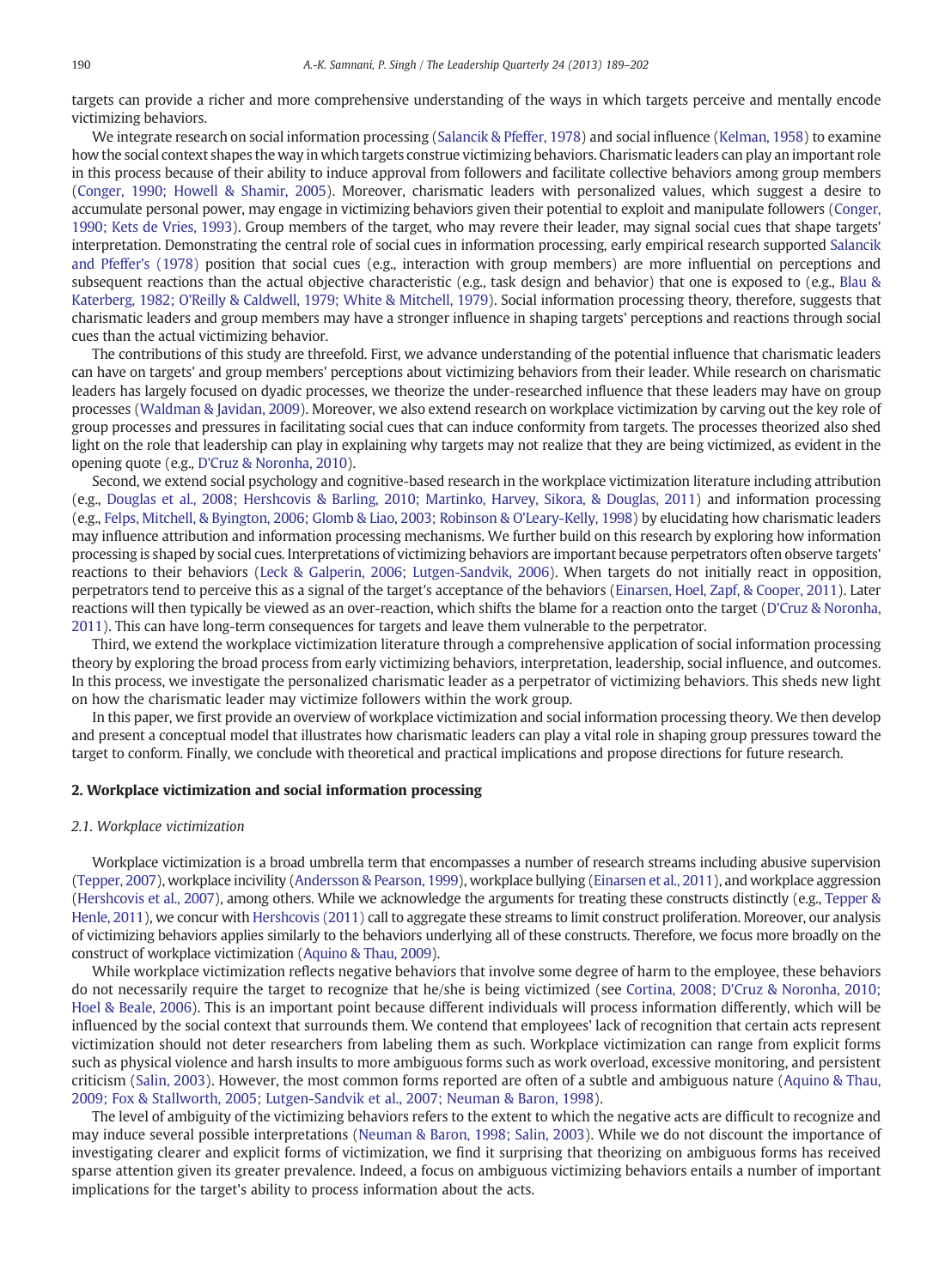targets can provide a richer and more comprehensive understanding of the ways in which targets perceive and mentally encode victimizing behaviors.

We integrate research on social information processing (Salancik & Pfeffer, 1978) and social influence (Kelman, 1958) to examine how the social context shapes the way in which targets construe victimizing behaviors. Charismatic leaders can play an important role in this process because of their ability to induce approval from followers and facilitate collective behaviors among group members (Conger, 1990; Howell & Shamir, 2005). Moreover, charismatic leaders with personalized values, which suggest a desire to accumulate personal power, may engage in victimizing behaviors given their potential to exploit and manipulate followers (Conger, 1990; Kets de Vries, 1993). Group members of the target, who may revere their leader, may signal social cues that shape targets' interpretation. Demonstrating the central role of social cues in information processing, early empirical research supported Salancik and Pfeffer's (1978) position that social cues (e.g., interaction with group members) are more influential on perceptions and subsequent reactions than the actual objective characteristic (e.g., task design and behavior) that one is exposed to (e.g., Blau & Katerberg, 1982; O'Reilly & Caldwell, 1979; White & Mitchell, 1979). Social information processing theory, therefore, suggests that charismatic leaders and group members may have a stronger influence in shaping targets' perceptions and reactions through social cues than the actual victimizing behavior.

The contributions of this study are threefold. First, we advance understanding of the potential influence that charismatic leaders can have on targets' and group members' perceptions about victimizing behaviors from their leader. While research on charismatic leaders has largely focused on dyadic processes, we theorize the under-researched influence that these leaders may have on group processes (Waldman & Javidan, 2009). Moreover, we also extend research on workplace victimization by carving out the key role of group processes and pressures in facilitating social cues that can induce conformity from targets. The processes theorized also shed light on the role that leadership can play in explaining why targets may not realize that they are being victimized, as evident in the opening quote (e.g., D'Cruz & Noronha, 2010).

Second, we extend social psychology and cognitive-based research in the workplace victimization literature including attribution (e.g., Douglas et al., 2008; Hershcovis & Barling, 2010; Martinko, Harvey, Sikora, & Douglas, 2011) and information processing (e.g., Felps, Mitchell, & Byington, 2006; Glomb & Liao, 2003; Robinson & O'Leary-Kelly, 1998) by elucidating how charismatic leaders may influence attribution and information processing mechanisms. We further build on this research by exploring how information processing is shaped by social cues. Interpretations of victimizing behaviors are important because perpetrators often observe targets' reactions to their behaviors (Leck & Galperin, 2006; Lutgen-Sandvik, 2006). When targets do not initially react in opposition, perpetrators tend to perceive this as a signal of the target's acceptance of the behaviors (Einarsen, Hoel, Zapf, & Cooper, 2011). Later reactions will then typically be viewed as an over-reaction, which shifts the blame for a reaction onto the target (D'Cruz & Noronha, 2011). This can have long-term consequences for targets and leave them vulnerable to the perpetrator.

Third, we extend the workplace victimization literature through a comprehensive application of social information processing theory by exploring the broad process from early victimizing behaviors, interpretation, leadership, social influence, and outcomes. In this process, we investigate the personalized charismatic leader as a perpetrator of victimizing behaviors. This sheds new light on how the charismatic leader may victimize followers within the work group.

In this paper, we first provide an overview of workplace victimization and social information processing theory. We then develop and present a conceptual model that illustrates how charismatic leaders can play a vital role in shaping group pressures toward the target to conform. Finally, we conclude with theoretical and practical implications and propose directions for future research.

## 2. Workplace victimization and social information processing

### *2.1. Workplace victimization*

Workplace victimization is a broad umbrella term that encompasses a number of research streams including abusive supervision (Tepper, 2007), workplace incivility (Andersson & Pearson, 1999), workplace bullying (Einarsen et al., 2011), and workplace aggression (Hershcovis et al., 2007), among others. While we acknowledge the arguments for treating these constructs distinctly (e.g., Tepper & Henle, 2011), we concur with Hershcovis (2011) call to aggregate these streams to limit construct proliferation. Moreover, our analysis of victimizing behaviors applies similarly to the behaviors underlying all of these constructs. Therefore, we focus more broadly on the construct of workplace victimization (Aquino & Thau, 2009).

While workplace victimization reflects negative behaviors that involve some degree of harm to the employee, these behaviors do not necessarily require the target to recognize that he/she is being victimized (see Cortina, 2008; D'Cruz & Noronha, 2010; Hoel & Beale, 2006). This is an important point because different individuals will process information differently, which will be influenced by the social context that surrounds them. We contend that employees' lack of recognition that certain acts represent victimization should not deter researchers from labeling them as such. Workplace victimization can range from explicit forms such as physical violence and harsh insults to more ambiguous forms such as work overload, excessive monitoring, and persistent criticism (Salin, 2003). However, the most common forms reported are often of a subtle and ambiguous nature (Aquino & Thau, 2009; Fox & Stallworth, 2005; Lutgen-Sandvik et al., 2007; Neuman & Baron, 1998).

The level of ambiguity of the victimizing behaviors refers to the extent to which the negative acts are difficult to recognize and may induce several possible interpretations (Neuman & Baron, 1998; Salin, 2003). While we do not discount the importance of investigating clearer and explicit forms of victimization, we find it surprising that theorizing on ambiguous forms has received sparse attention given its greater prevalence. Indeed, a focus on ambiguous victimizing behaviors entails a number of important implications for the target's ability to process information about the acts.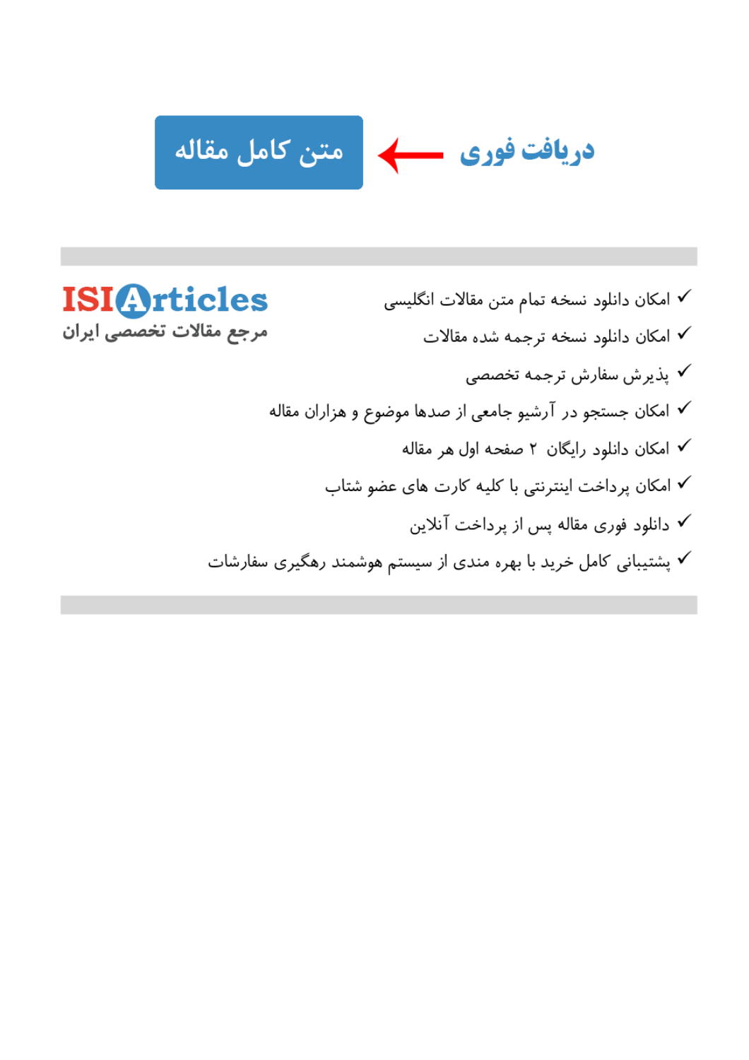دریافت فوری ← **متن کامل مقاله**

**ISIArticles**
مرجع مقالات تخصصی ایران

- ✓ امکان دانلود نسخه تمام متن مقالات انگلیسی
- ✓ امکان دانلود نسخه ترجمه شده مقالات
- ✓ پذیرش سفارش ترجمه تخصصی
- ✓ امکان جستجو در آرشیو جامعی از صدها موضوع و هزاران مقاله
- ✓ امکان دانلود رایگان ۲ صفحه اول هر مقاله
- ✓ امکان پرداخت اینترنتی با کلیه کارت های عضو شتاب
- ✓ دانلود فوری مقاله پس از پرداخت آنلاین
- ✓ پشتیبانی کامل خرید با بهره مندی از سیستم هوشمند رهگیری سفارشات